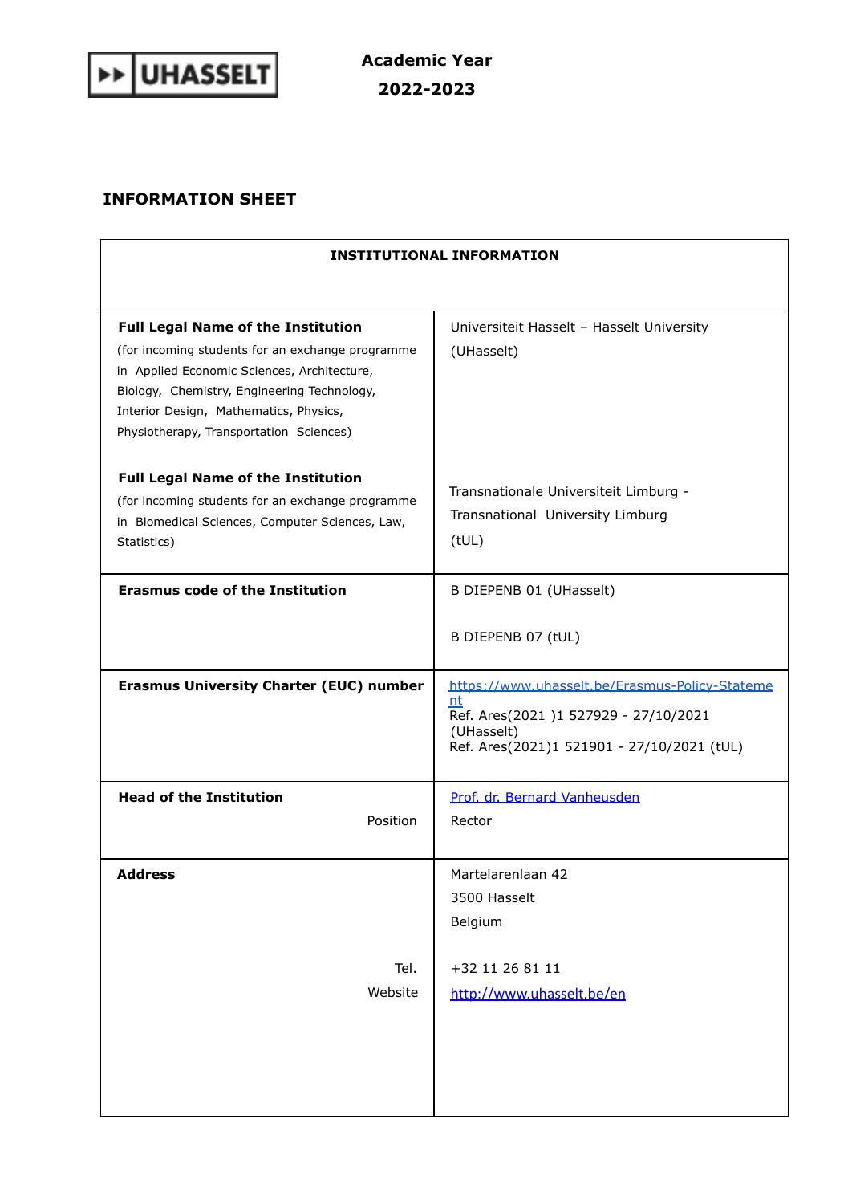**Academic Year 2022-2023**

# INFORMATION SHEET

| INSTITUTIONAL INFORMATION | |
|---|---|
| **Full Legal Name of the Institution** (for incoming students for an exchange programme in Applied Economic Sciences, Architecture, Biology, Chemistry, Engineering Technology, Interior Design, Mathematics, Physics, Physiotherapy, Transportation Sciences) | Universiteit Hasselt – Hasselt University (UHasselt) |
| **Full Legal Name of the Institution** (for incoming students for an exchange programme in Biomedical Sciences, Computer Sciences, Law, Statistics) | Transnationale Universiteit Limburg - Transnational University Limburg (tUL) |
| **Erasmus code of the Institution** | B DIEPENB 01 (UHasselt)<br><br>B DIEPENB 07 (tUL) |
| **Erasmus University Charter (EUC) number** | https://www.uhasselt.be/Erasmus-Policy-Statement<br>Ref. Ares(2021 )1 527929 - 27/10/2021 (UHasselt)<br>Ref. Ares(2021)1 521901 - 27/10/2021 (tUL) |
| **Head of the Institution**<br>Position | Prof. dr. Bernard Vanheusden<br>Rector |
| **Address**<br><br><br><br>Tel.<br>Website | Martelarenlaan 42<br>3500 Hasselt<br>Belgium<br><br>+32 11 26 81 11<br>http://www.uhasselt.be/en |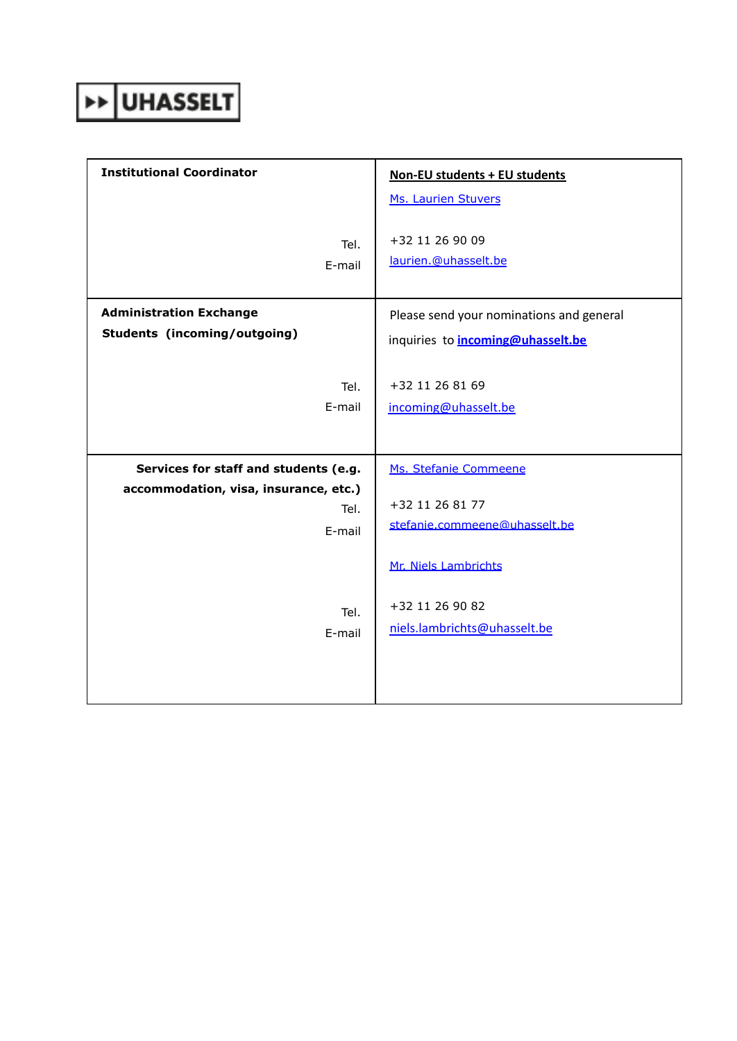**UHASSELT**

| **Institutional Coordinator** | **Non-EU students + EU students** |
| --- | --- |
| | Ms. Laurien Stuvers |
| Tel. | +32 11 26 90 09 |
| E-mail | laurien.@uhasselt.be |
| **Administration Exchange Students (incoming/outgoing)** | Please send your nominations and general inquiries to **incoming@uhasselt.be** |
| Tel. | +32 11 26 81 69 |
| E-mail | incoming@uhasselt.be |
| **Services for staff and students (e.g. accommodation, visa, insurance, etc.)** | Ms. Stefanie Commeene |
| Tel. | +32 11 26 81 77 |
| E-mail | stefanie.commeene@uhasselt.be |
| | Mr. Niels Lambrichts |
| Tel. | +32 11 26 90 82 |
| E-mail | niels.lambrichts@uhasselt.be |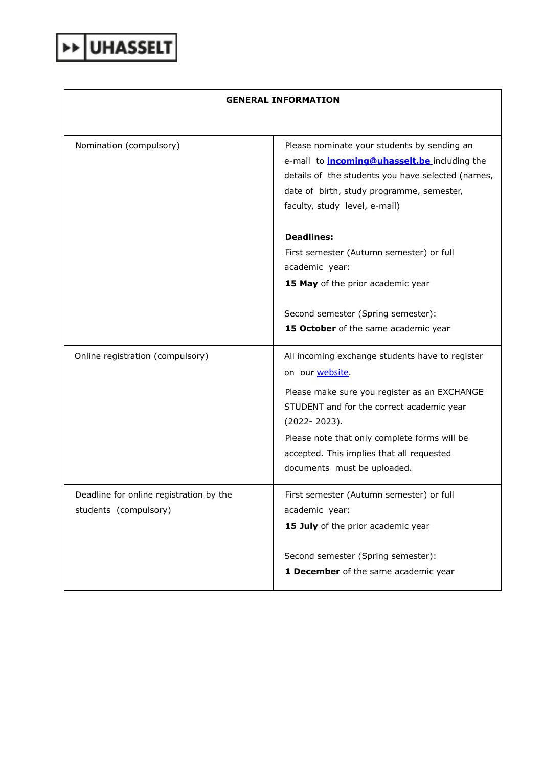| GENERAL INFORMATION | |
|---|---|
| Nomination (compulsory) | Please nominate your students by sending an e-mail to **incoming@uhasselt.be** including the details of the students you have selected (names, date of birth, study programme, semester, faculty, study level, e-mail)<br><br>**Deadlines:**<br>First semester (Autumn semester) or full academic year:<br>**15 May** of the prior academic year<br><br>Second semester (Spring semester):<br>**15 October** of the same academic year |
| Online registration (compulsory) | All incoming exchange students have to register on our website.<br><br>Please make sure you register as an EXCHANGE STUDENT and for the correct academic year (2022- 2023).<br><br>Please note that only complete forms will be accepted. This implies that all requested documents must be uploaded. |
| Deadline for online registration by the students (compulsory) | First semester (Autumn semester) or full academic year:<br>**15 July** of the prior academic year<br><br>Second semester (Spring semester):<br>**1 December** of the same academic year |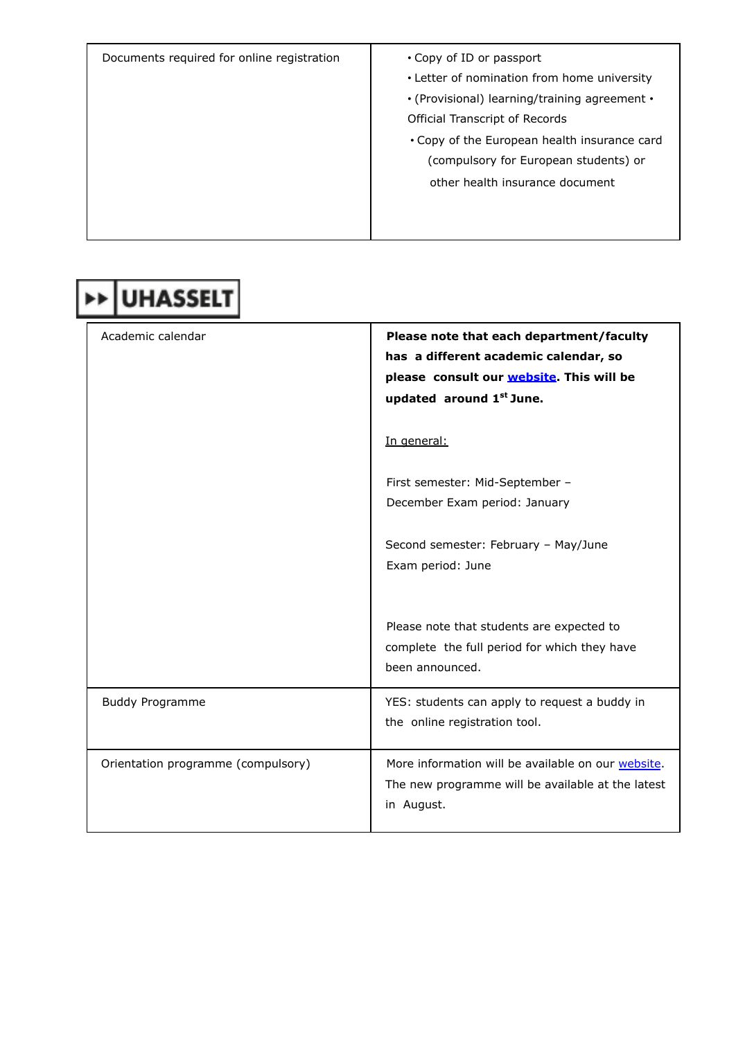| Documents required for online registration | • Copy of ID or passport<br>• Letter of nomination from home university<br>• (Provisional) learning/training agreement<br>• Official Transcript of Records<br>• Copy of the European health insurance card (compulsory for European students) or other health insurance document |
|---|---|

**UHASSELT**

| Academic calendar | **Please note that each department/faculty has a different academic calendar, so please consult our website. This will be updated around 1st June.**<br><br>In general:<br><br>First semester: Mid-September – December Exam period: January<br><br>Second semester: February – May/June<br>Exam period: June<br><br>Please note that students are expected to complete the full period for which they have been announced. |
|---|---|
| Buddy Programme | YES: students can apply to request a buddy in the online registration tool. |
| Orientation programme (compulsory) | More information will be available on our website. The new programme will be available at the latest in August. |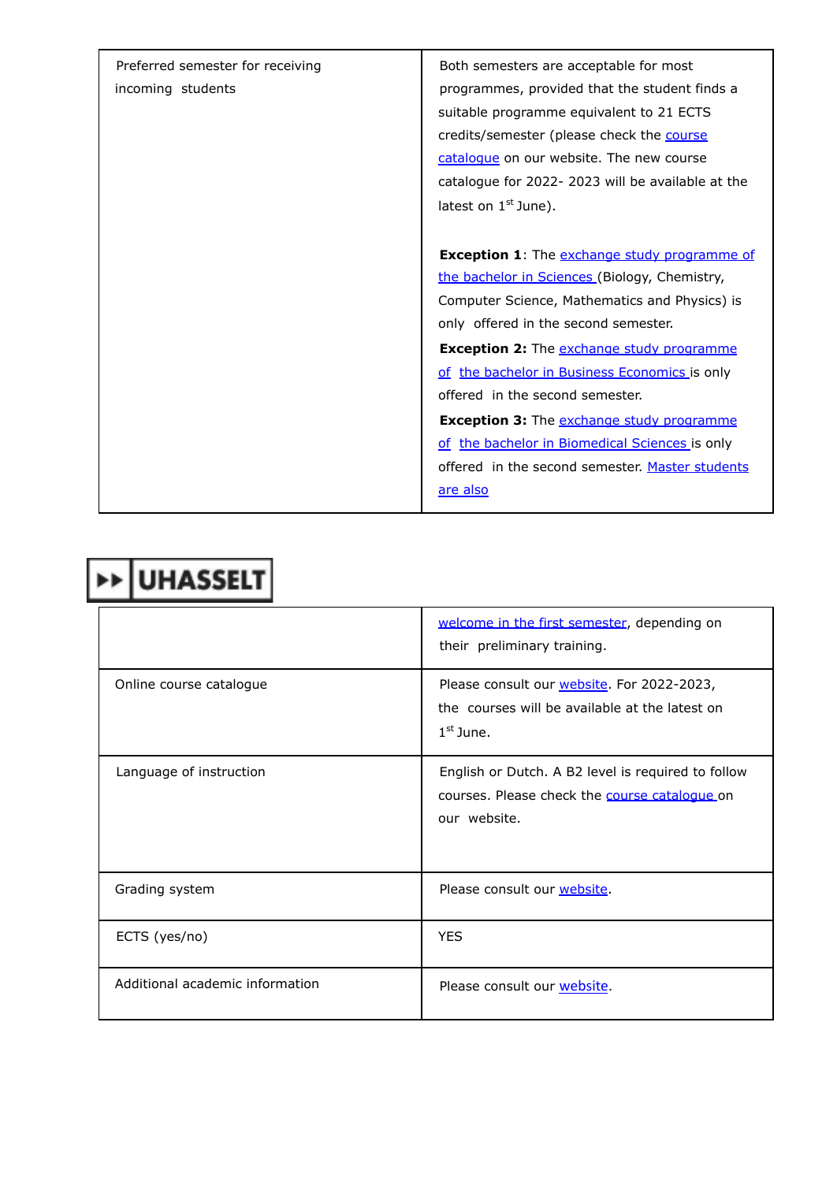| | |
|---|---|
| Preferred semester for receiving incoming students | Both semesters are acceptable for most programmes, provided that the student finds a suitable programme equivalent to 21 ECTS credits/semester (please check the course catalogue on our website. The new course catalogue for 2022- 2023 will be available at the latest on 1st June).<br><br>**Exception 1**: The exchange study programme of the bachelor in Sciences (Biology, Chemistry, Computer Science, Mathematics and Physics) is only offered in the second semester.<br>**Exception 2:** The exchange study programme of the bachelor in Business Economics is only offered in the second semester.<br>**Exception 3:** The exchange study programme of the bachelor in Biomedical Sciences is only offered in the second semester. Master students are also welcome in the first semester, depending on their preliminary training. |
| Online course catalogue | Please consult our website. For 2022-2023, the courses will be available at the latest on 1st June. |
| Language of instruction | English or Dutch. A B2 level is required to follow courses. Please check the course catalogue on our website. |
| Grading system | Please consult our website. |
| ECTS (yes/no) | YES |
| Additional academic information | Please consult our website. |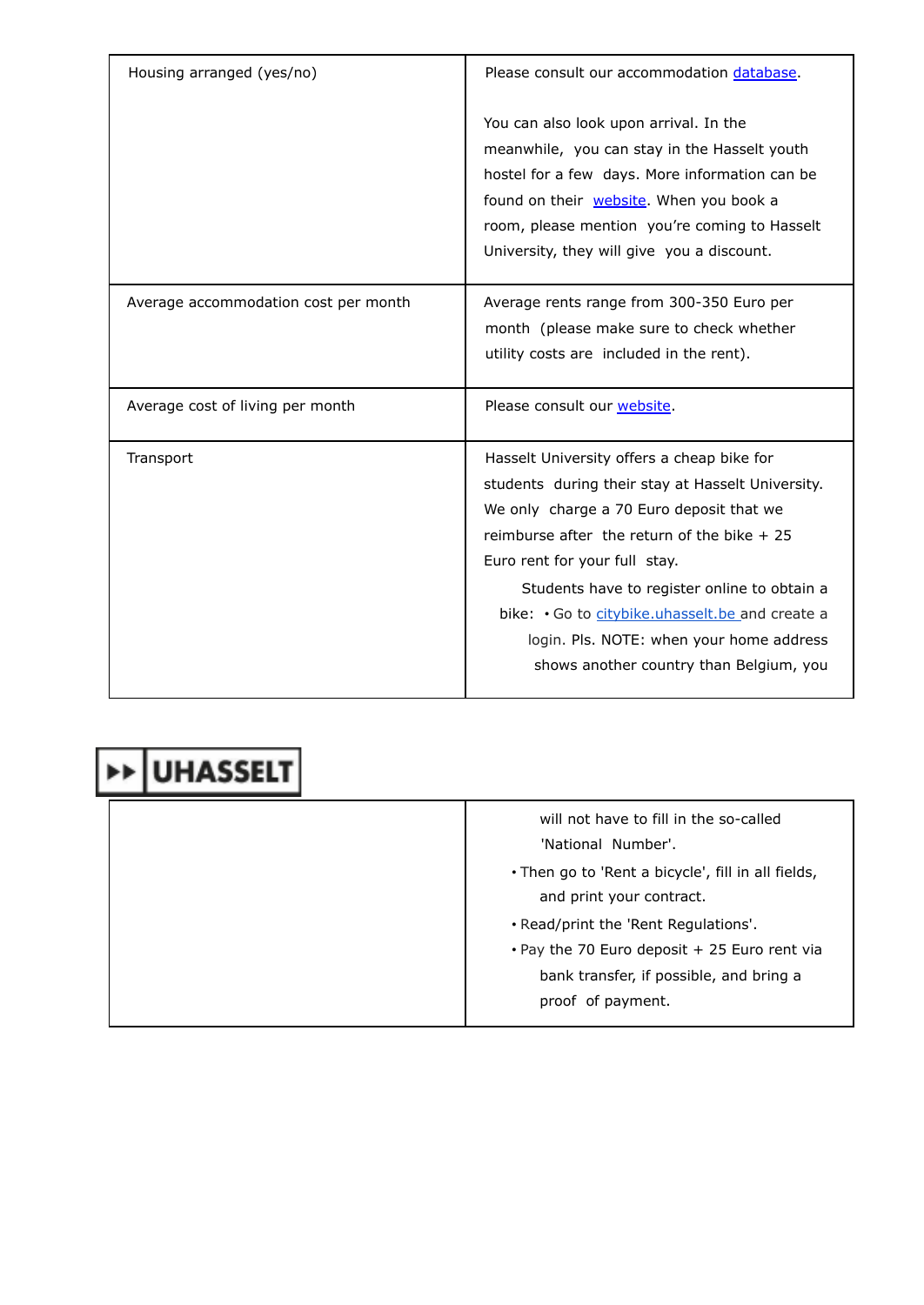| | |
|---|---|
| Housing arranged (yes/no) | Please consult our accommodation database.<br><br>You can also look upon arrival. In the meanwhile, you can stay in the Hasselt youth hostel for a few days. More information can be found on their website. When you book a room, please mention you're coming to Hasselt University, they will give you a discount. |
| Average accommodation cost per month | Average rents range from 300-350 Euro per month (please make sure to check whether utility costs are included in the rent). |
| Average cost of living per month | Please consult our website. |
| Transport | Hasselt University offers a cheap bike for students during their stay at Hasselt University. We only charge a 70 Euro deposit that we reimburse after the return of the bike + 25 Euro rent for your full stay.<br>Students have to register online to obtain a bike: • Go to citybike.uhasselt.be and create a login. Pls. NOTE: when your home address shows another country than Belgium, you will not have to fill in the so-called 'National Number'.<br>• Then go to 'Rent a bicycle', fill in all fields, and print your contract.<br>• Read/print the 'Rent Regulations'.<br>• Pay the 70 Euro deposit + 25 Euro rent via bank transfer, if possible, and bring a proof of payment. |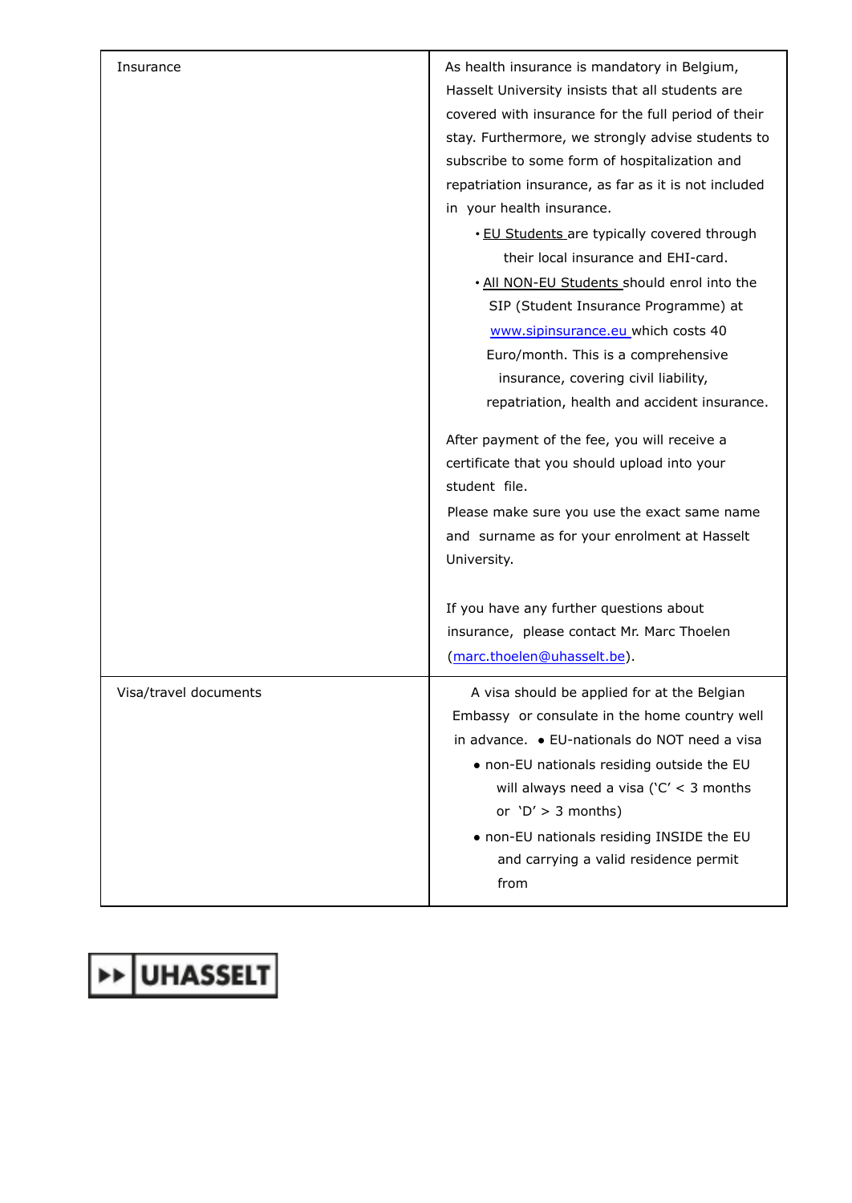| Insurance | As health insurance is mandatory in Belgium, Hasselt University insists that all students are covered with insurance for the full period of their stay. Furthermore, we strongly advise students to subscribe to some form of hospitalization and repatriation insurance, as far as it is not included in your health insurance.<br>• EU Students are typically covered through their local insurance and EHI-card.<br>• All NON-EU Students should enrol into the SIP (Student Insurance Programme) at www.sipinsurance.eu which costs 40 Euro/month. This is a comprehensive insurance, covering civil liability, repatriation, health and accident insurance.<br><br>After payment of the fee, you will receive a certificate that you should upload into your student file.<br>Please make sure you use the exact same name and surname as for your enrolment at Hasselt University.<br><br>If you have any further questions about insurance, please contact Mr. Marc Thoelen (marc.thoelen@uhasselt.be). |
|---|---|
| Visa/travel documents | A visa should be applied for at the Belgian Embassy or consulate in the home country well in advance.<br>● EU-nationals do NOT need a visa<br>● non-EU nationals residing outside the EU will always need a visa ('C' < 3 months or 'D' > 3 months)<br>● non-EU nationals residing INSIDE the EU and carrying a valid residence permit from |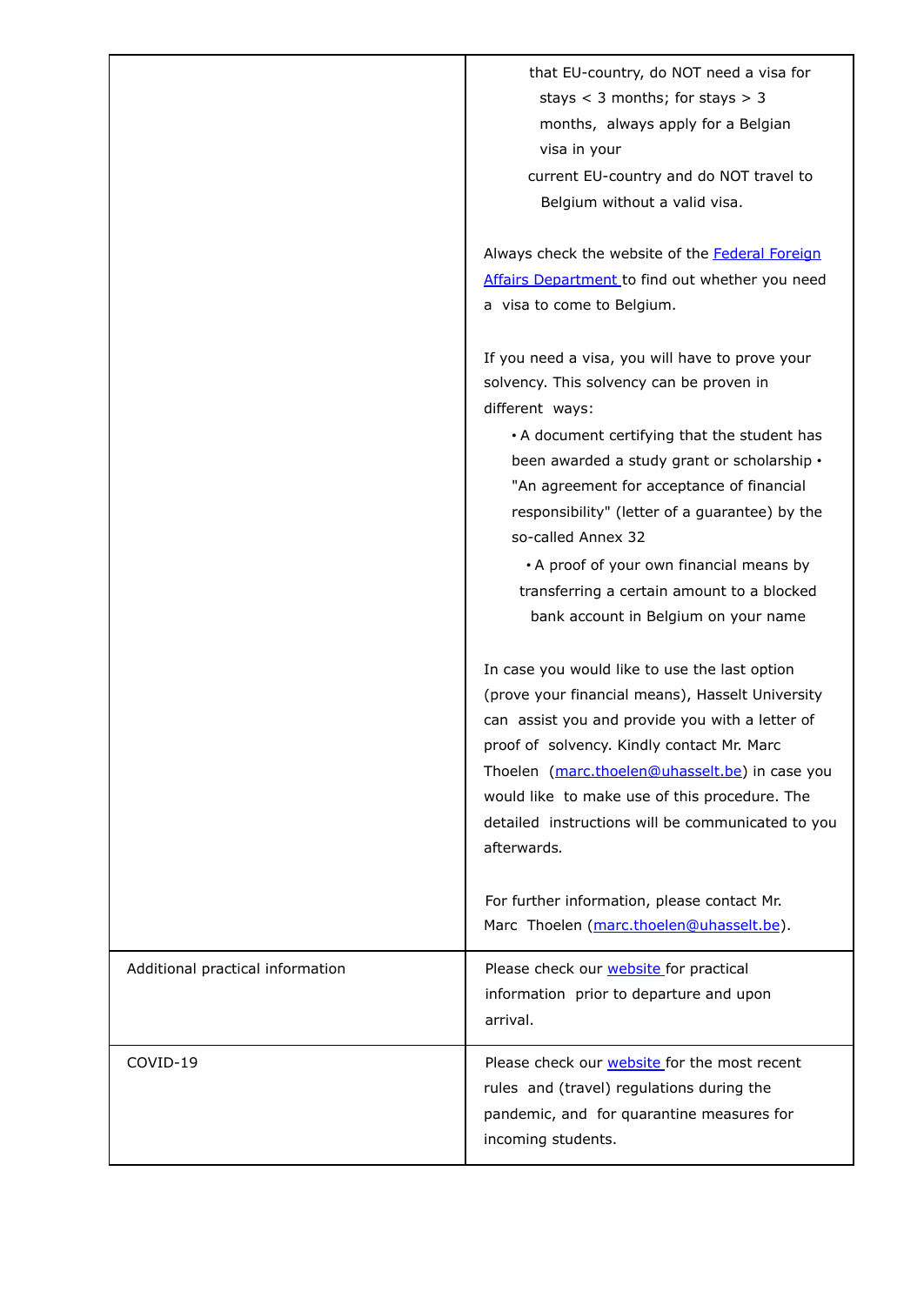| | |
|---|---|
| | that EU-country, do NOT need a visa for stays < 3 months; for stays > 3 months, always apply for a Belgian visa in your current EU-country and do NOT travel to Belgium without a valid visa.<br><br>Always check the website of the Federal Foreign Affairs Department to find out whether you need a visa to come to Belgium.<br><br>If you need a visa, you will have to prove your solvency. This solvency can be proven in different ways:<br>• A document certifying that the student has been awarded a study grant or scholarship<br>• "An agreement for acceptance of financial responsibility" (letter of a guarantee) by the so-called Annex 32<br>• A proof of your own financial means by transferring a certain amount to a blocked bank account in Belgium on your name<br><br>In case you would like to use the last option (prove your financial means), Hasselt University can assist you and provide you with a letter of proof of solvency. Kindly contact Mr. Marc Thoelen (marc.thoelen@uhasselt.be) in case you would like to make use of this procedure. The detailed instructions will be communicated to you afterwards.<br><br>For further information, please contact Mr. Marc Thoelen (marc.thoelen@uhasselt.be). |
| Additional practical information | Please check our website for practical information prior to departure and upon arrival. |
| COVID-19 | Please check our website for the most recent rules and (travel) regulations during the pandemic, and for quarantine measures for incoming students. |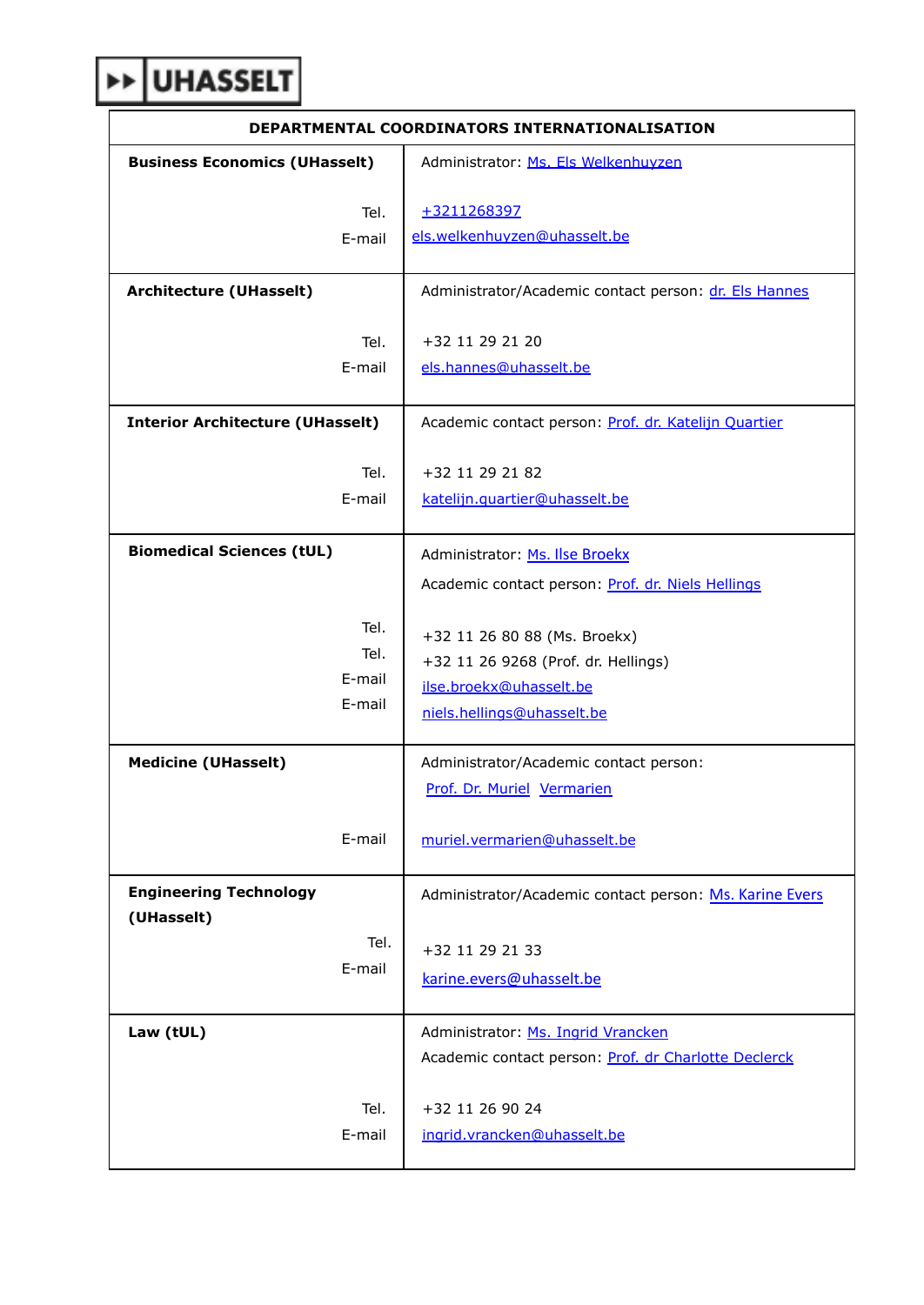| DEPARTMENTAL COORDINATORS INTERNATIONALISATION | |
|---|---|
| **Business Economics (UHasselt)**<br><br>Tel.<br>E-mail | Administrator: Ms. Els Welkenhuyzen<br><br>+3211268397<br>els.welkenhuyzen@uhasselt.be |
| **Architecture (UHasselt)**<br><br>Tel.<br>E-mail | Administrator/Academic contact person: dr. Els Hannes<br><br>+32 11 29 21 20<br>els.hannes@uhasselt.be |
| **Interior Architecture (UHasselt)**<br><br>Tel.<br>E-mail | Academic contact person: Prof. dr. Katelijn Quartier<br><br>+32 11 29 21 82<br>katelijn.quartier@uhasselt.be |
| **Biomedical Sciences (tUL)**<br><br>Tel.<br>Tel.<br>E-mail<br>E-mail | Administrator: Ms. Ilse Broekx<br>Academic contact person: Prof. dr. Niels Hellings<br><br>+32 11 26 80 88 (Ms. Broekx)<br>+32 11 26 9268 (Prof. dr. Hellings)<br>ilse.broekx@uhasselt.be<br>niels.hellings@uhasselt.be |
| **Medicine (UHasselt)**<br><br>E-mail | Administrator/Academic contact person:<br>Prof. Dr. Muriel Vermarien<br><br>muriel.vermarien@uhasselt.be |
| **Engineering Technology (UHasselt)**<br><br>Tel.<br>E-mail | Administrator/Academic contact person: Ms. Karine Evers<br><br>+32 11 29 21 33<br>karine.evers@uhasselt.be |
| **Law (tUL)**<br><br>Tel.<br>E-mail | Administrator: Ms. Ingrid Vrancken<br>Academic contact person: Prof. dr Charlotte Declerck<br><br>+32 11 26 90 24<br>ingrid.vrancken@uhasselt.be |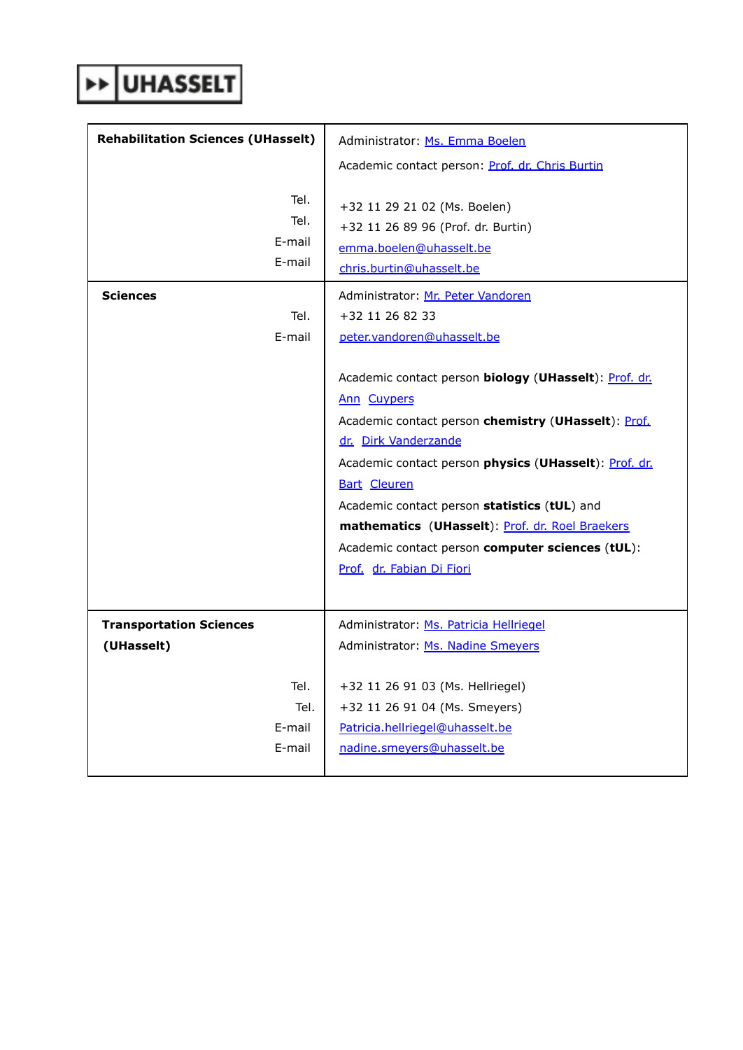UHASSELT

| | |
|---|---|
| **Rehabilitation Sciences (UHasselt)** | Administrator: Ms. Emma Boelen<br>Academic contact person: Prof. dr. Chris Burtin |
| Tel. | +32 11 29 21 02 (Ms. Boelen) |
| Tel. | +32 11 26 89 96 (Prof. dr. Burtin) |
| E-mail | emma.boelen@uhasselt.be |
| E-mail | chris.burtin@uhasselt.be |
| **Sciences** | Administrator: Mr. Peter Vandoren |
| Tel. | +32 11 26 82 33 |
| E-mail | peter.vandoren@uhasselt.be |
| | Academic contact person **biology** (**UHasselt**): Prof. dr. Ann Cuypers<br>Academic contact person **chemistry** (**UHasselt**): Prof. dr. Dirk Vanderzande<br>Academic contact person **physics** (**UHasselt**): Prof. dr. Bart Cleuren<br>Academic contact person **statistics** (**tUL**) and **mathematics** (**UHasselt**): Prof. dr. Roel Braekers<br>Academic contact person **computer sciences** (**tUL**): Prof. dr. Fabian Di Fiori |
| **Transportation Sciences (UHasselt)** | Administrator: Ms. Patricia Hellriegel<br>Administrator: Ms. Nadine Smeyers |
| Tel. | +32 11 26 91 03 (Ms. Hellriegel) |
| Tel. | +32 11 26 91 04 (Ms. Smeyers) |
| E-mail | Patricia.hellriegel@uhasselt.be |
| E-mail | nadine.smeyers@uhasselt.be |